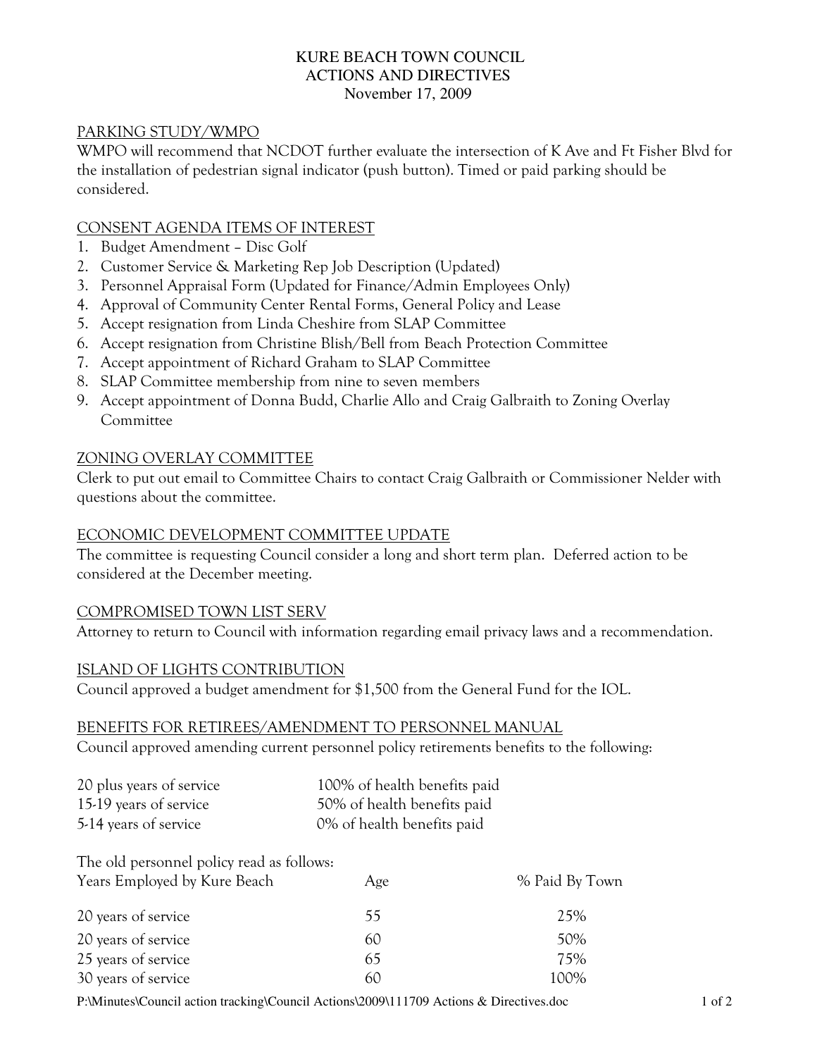# KURE BEACH TOWN COUNCIL
# ACTIONS AND DIRECTIVES
## November 17, 2009

## PARKING STUDY/WMPO

WMPO will recommend that NCDOT further evaluate the intersection of K Ave and Ft Fisher Blvd for the installation of pedestrian signal indicator (push button). Timed or paid parking should be considered.

## CONSENT AGENDA ITEMS OF INTEREST

1. Budget Amendment – Disc Golf
2. Customer Service & Marketing Rep Job Description (Updated)
3. Personnel Appraisal Form (Updated for Finance/Admin Employees Only)
4. Approval of Community Center Rental Forms, General Policy and Lease
5. Accept resignation from Linda Cheshire from SLAP Committee
6. Accept resignation from Christine Blish/Bell from Beach Protection Committee
7. Accept appointment of Richard Graham to SLAP Committee
8. SLAP Committee membership from nine to seven members
9. Accept appointment of Donna Budd, Charlie Allo and Craig Galbraith to Zoning Overlay Committee

## ZONING OVERLAY COMMITTEE

Clerk to put out email to Committee Chairs to contact Craig Galbraith or Commissioner Nelder with questions about the committee.

## ECONOMIC DEVELOPMENT COMMITTEE UPDATE

The committee is requesting Council consider a long and short term plan. Deferred action to be considered at the December meeting.

## COMPROMISED TOWN LIST SERV

Attorney to return to Council with information regarding email privacy laws and a recommendation.

## ISLAND OF LIGHTS CONTRIBUTION

Council approved a budget amendment for $1,500 from the General Fund for the IOL.

## BENEFITS FOR RETIREES/AMENDMENT TO PERSONNEL MANUAL

Council approved amending current personnel policy retirements benefits to the following:

| | |
|---|---|
| 20 plus years of service | 100% of health benefits paid |
| 15-19 years of service | 50% of health benefits paid |
| 5-14 years of service | 0% of health benefits paid |

The old personnel policy read as follows:

| Years Employed by Kure Beach | Age | % Paid By Town |
|---|---|---|
| 20 years of service | 55 | 25% |
| 20 years of service | 60 | 50% |
| 25 years of service | 65 | 75% |
| 30 years of service | 60 | 100% |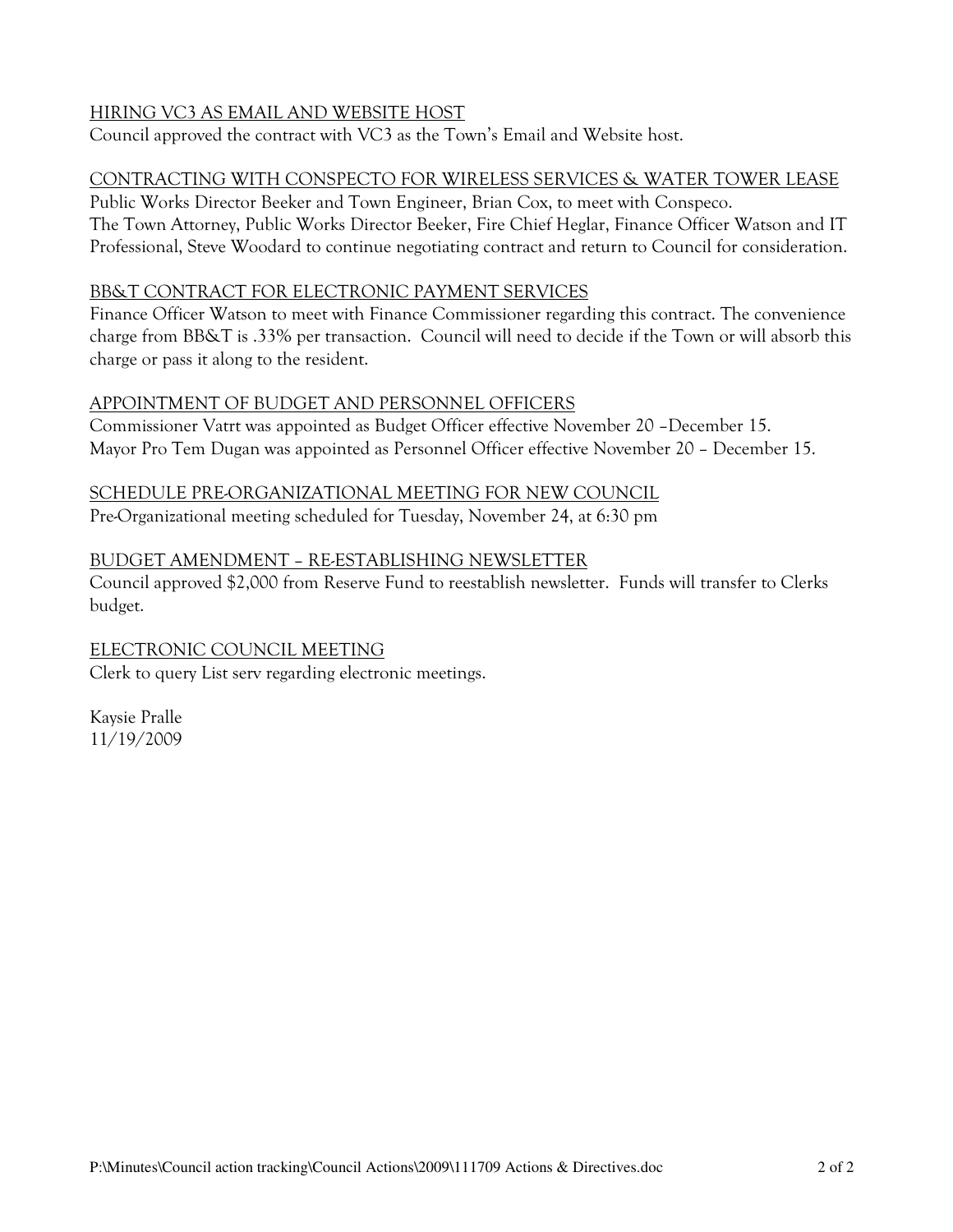HIRING VC3 AS EMAIL AND WEBSITE HOST

Council approved the contract with VC3 as the Town's Email and Website host.

CONTRACTING WITH CONSPECTO FOR WIRELESS SERVICES & WATER TOWER LEASE

Public Works Director Beeker and Town Engineer, Brian Cox, to meet with Conspeco.
The Town Attorney, Public Works Director Beeker, Fire Chief Heglar, Finance Officer Watson and IT Professional, Steve Woodard to continue negotiating contract and return to Council for consideration.

BB&T CONTRACT FOR ELECTRONIC PAYMENT SERVICES

Finance Officer Watson to meet with Finance Commissioner regarding this contract. The convenience charge from BB&T is .33% per transaction. Council will need to decide if the Town or will absorb this charge or pass it along to the resident.

APPOINTMENT OF BUDGET AND PERSONNEL OFFICERS

Commissioner Vatrt was appointed as Budget Officer effective November 20 –December 15.
Mayor Pro Tem Dugan was appointed as Personnel Officer effective November 20 – December 15.

SCHEDULE PRE-ORGANIZATIONAL MEETING FOR NEW COUNCIL

Pre-Organizational meeting scheduled for Tuesday, November 24, at 6:30 pm

BUDGET AMENDMENT – RE-ESTABLISHING NEWSLETTER

Council approved $2,000 from Reserve Fund to reestablish newsletter. Funds will transfer to Clerks budget.

ELECTRONIC COUNCIL MEETING

Clerk to query List serv regarding electronic meetings.

Kaysie Pralle
11/19/2009

P:\Minutes\Council action tracking\Council Actions\2009\111709 Actions & Directives.doc